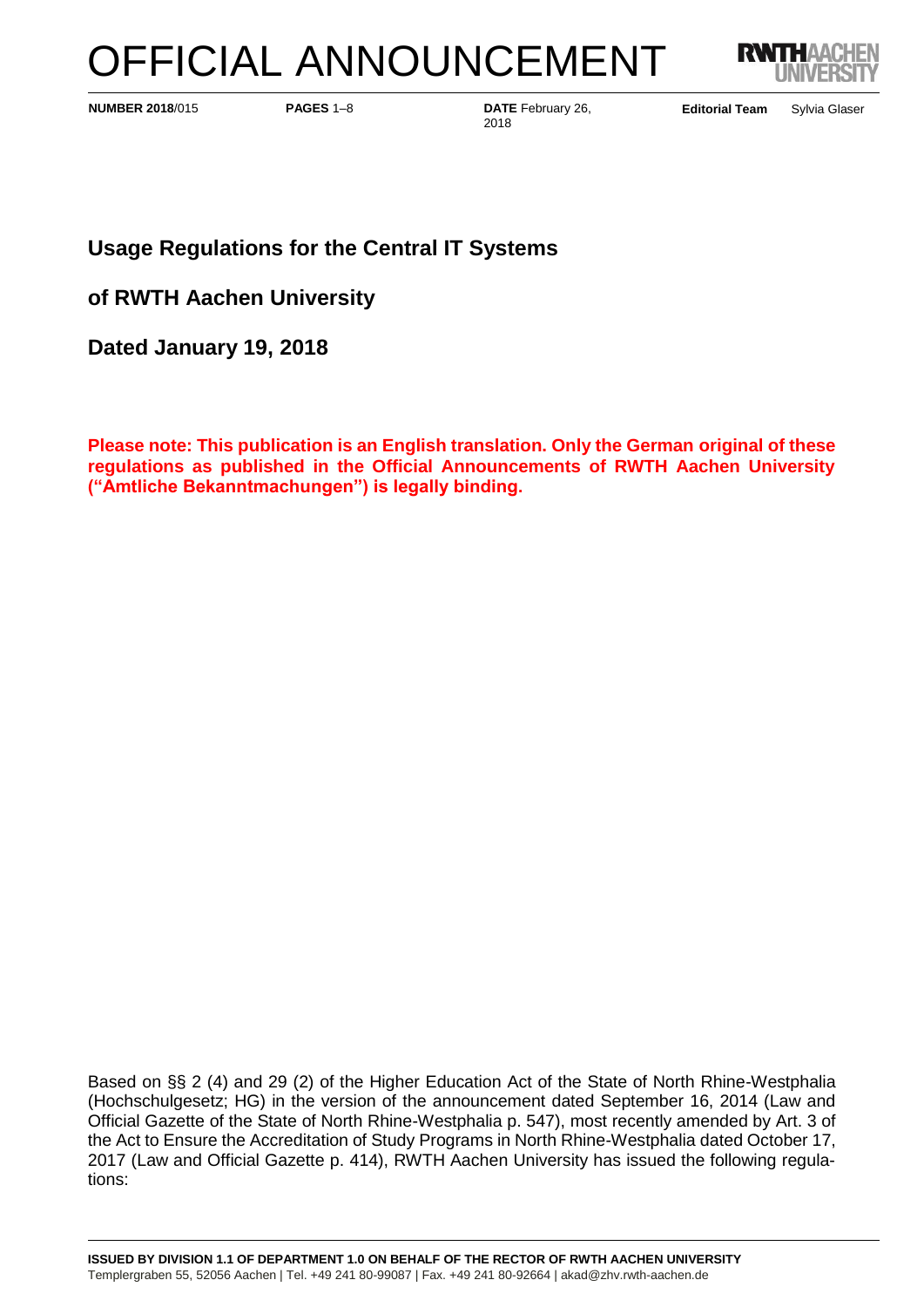# OFFICIAL ANNOUNCEMENT

**NUMBER 2018**/015 **PAGES** 1–8 **DATE** February 26, 2018 **Editorial Team** Sylvia Glaser

## Usage Regulations for the Central IT Systems

## of RWTH Aachen University

## Dated January 19, 2018

**Please note: This publication is an English translation. Only the German original of these regulations as published in the Official Announcements of RWTH Aachen University ("Amtliche Bekanntmachungen") is legally binding.**

Based on §§ 2 (4) and 29 (2) of the Higher Education Act of the State of North Rhine-Westphalia (Hochschulgesetz; HG) in the version of the announcement dated September 16, 2014 (Law and Official Gazette of the State of North Rhine-Westphalia p. 547), most recently amended by Art. 3 of the Act to Ensure the Accreditation of Study Programs in North Rhine-Westphalia dated October 17, 2017 (Law and Official Gazette p. 414), RWTH Aachen University has issued the following regulations:

**ISSUED BY DIVISION 1.1 OF DEPARTMENT 1.0 ON BEHALF OF THE RECTOR OF RWTH AACHEN UNIVERSITY**
Templergraben 55, 52056 Aachen | Tel. +49 241 80-99087 | Fax. +49 241 80-92664 | akad@zhv.rwth-aachen.de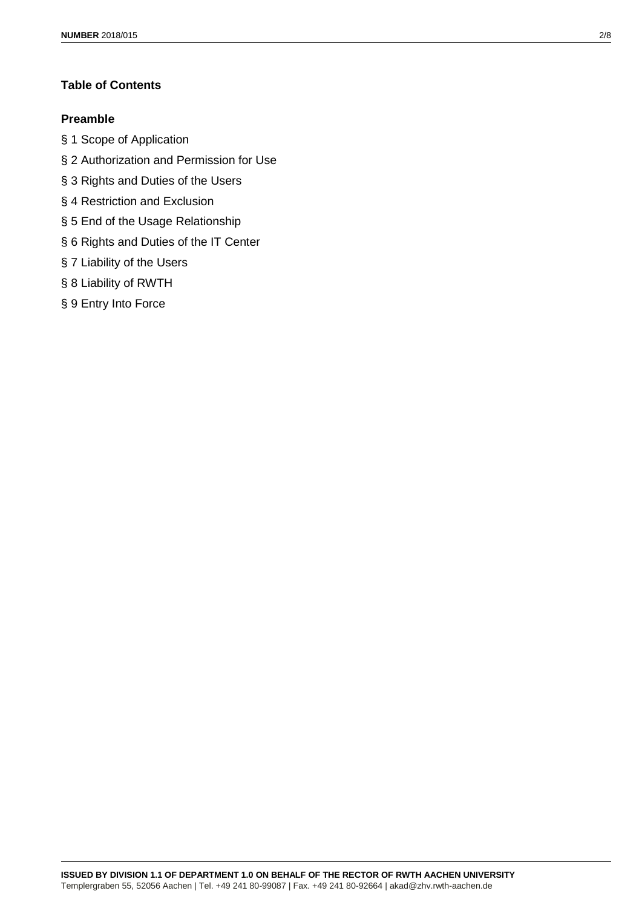## Table of Contents

### Preamble

§ 1 Scope of Application

§ 2 Authorization and Permission for Use

§ 3 Rights and Duties of the Users

§ 4 Restriction and Exclusion

§ 5 End of the Usage Relationship

§ 6 Rights and Duties of the IT Center

§ 7 Liability of the Users

§ 8 Liability of RWTH

§ 9 Entry Into Force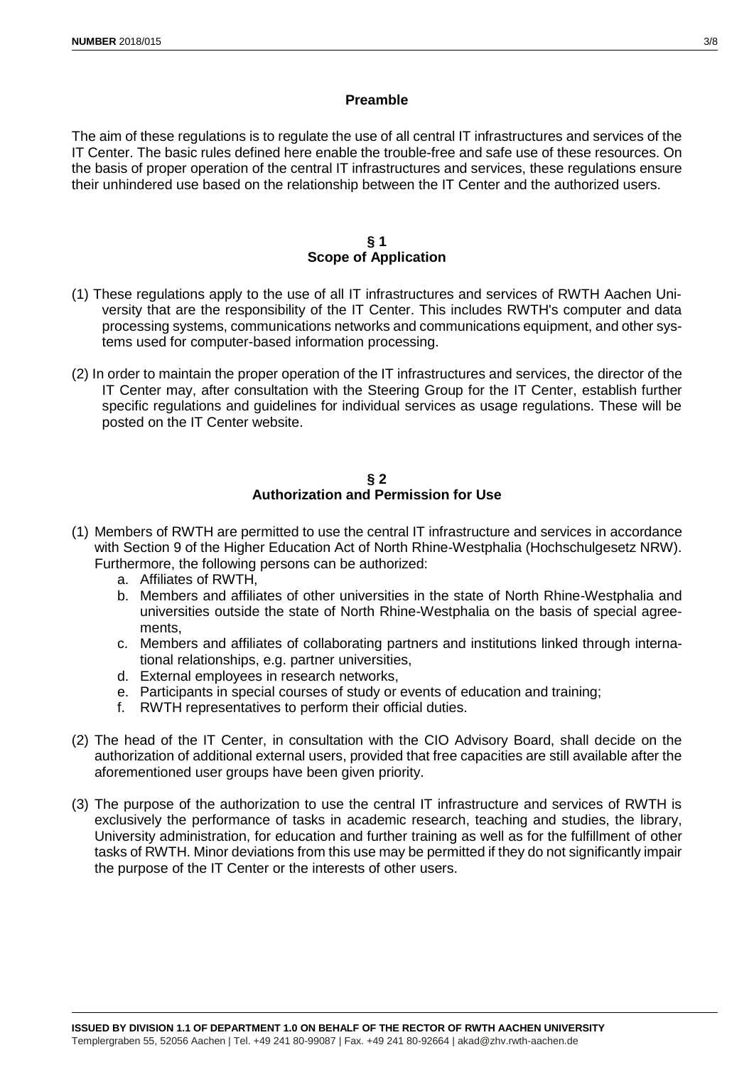## Preamble

The aim of these regulations is to regulate the use of all central IT infrastructures and services of the IT Center. The basic rules defined here enable the trouble-free and safe use of these resources. On the basis of proper operation of the central IT infrastructures and services, these regulations ensure their unhindered use based on the relationship between the IT Center and the authorized users.

## § 1
## Scope of Application

(1) These regulations apply to the use of all IT infrastructures and services of RWTH Aachen University that are the responsibility of the IT Center. This includes RWTH's computer and data processing systems, communications networks and communications equipment, and other systems used for computer-based information processing.

(2) In order to maintain the proper operation of the IT infrastructures and services, the director of the IT Center may, after consultation with the Steering Group for the IT Center, establish further specific regulations and guidelines for individual services as usage regulations. These will be posted on the IT Center website.

## § 2
## Authorization and Permission for Use

(1) Members of RWTH are permitted to use the central IT infrastructure and services in accordance with Section 9 of the Higher Education Act of North Rhine-Westphalia (Hochschulgesetz NRW). Furthermore, the following persons can be authorized:
   a. Affiliates of RWTH,
   b. Members and affiliates of other universities in the state of North Rhine-Westphalia and universities outside the state of North Rhine-Westphalia on the basis of special agreements,
   c. Members and affiliates of collaborating partners and institutions linked through international relationships, e.g. partner universities,
   d. External employees in research networks,
   e. Participants in special courses of study or events of education and training;
   f. RWTH representatives to perform their official duties.

(2) The head of the IT Center, in consultation with the CIO Advisory Board, shall decide on the authorization of additional external users, provided that free capacities are still available after the aforementioned user groups have been given priority.

(3) The purpose of the authorization to use the central IT infrastructure and services of RWTH is exclusively the performance of tasks in academic research, teaching and studies, the library, University administration, for education and further training as well as for the fulfillment of other tasks of RWTH. Minor deviations from this use may be permitted if they do not significantly impair the purpose of the IT Center or the interests of other users.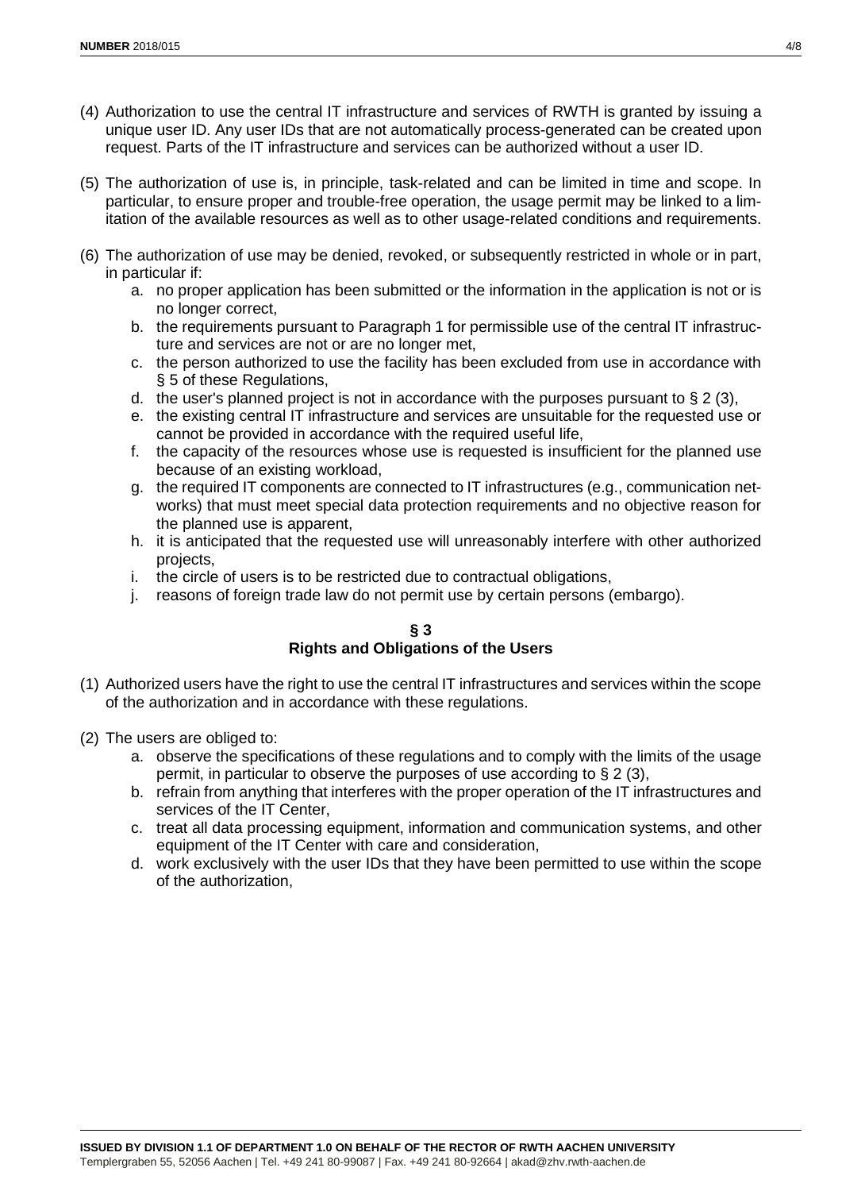(4) Authorization to use the central IT infrastructure and services of RWTH is granted by issuing a unique user ID. Any user IDs that are not automatically process-generated can be created upon request. Parts of the IT infrastructure and services can be authorized without a user ID.

(5) The authorization of use is, in principle, task-related and can be limited in time and scope. In particular, to ensure proper and trouble-free operation, the usage permit may be linked to a limitation of the available resources as well as to other usage-related conditions and requirements.

(6) The authorization of use may be denied, revoked, or subsequently restricted in whole or in part, in particular if:
   a. no proper application has been submitted or the information in the application is not or is no longer correct,
   b. the requirements pursuant to Paragraph 1 for permissible use of the central IT infrastructure and services are not or are no longer met,
   c. the person authorized to use the facility has been excluded from use in accordance with § 5 of these Regulations,
   d. the user's planned project is not in accordance with the purposes pursuant to § 2 (3),
   e. the existing central IT infrastructure and services are unsuitable for the requested use or cannot be provided in accordance with the required useful life,
   f. the capacity of the resources whose use is requested is insufficient for the planned use because of an existing workload,
   g. the required IT components are connected to IT infrastructures (e.g., communication networks) that must meet special data protection requirements and no objective reason for the planned use is apparent,
   h. it is anticipated that the requested use will unreasonably interfere with other authorized projects,
   i. the circle of users is to be restricted due to contractual obligations,
   j. reasons of foreign trade law do not permit use by certain persons (embargo).

## § 3
## Rights and Obligations of the Users

(1) Authorized users have the right to use the central IT infrastructures and services within the scope of the authorization and in accordance with these regulations.

(2) The users are obliged to:
   a. observe the specifications of these regulations and to comply with the limits of the usage permit, in particular to observe the purposes of use according to § 2 (3),
   b. refrain from anything that interferes with the proper operation of the IT infrastructures and services of the IT Center,
   c. treat all data processing equipment, information and communication systems, and other equipment of the IT Center with care and consideration,
   d. work exclusively with the user IDs that they have been permitted to use within the scope of the authorization,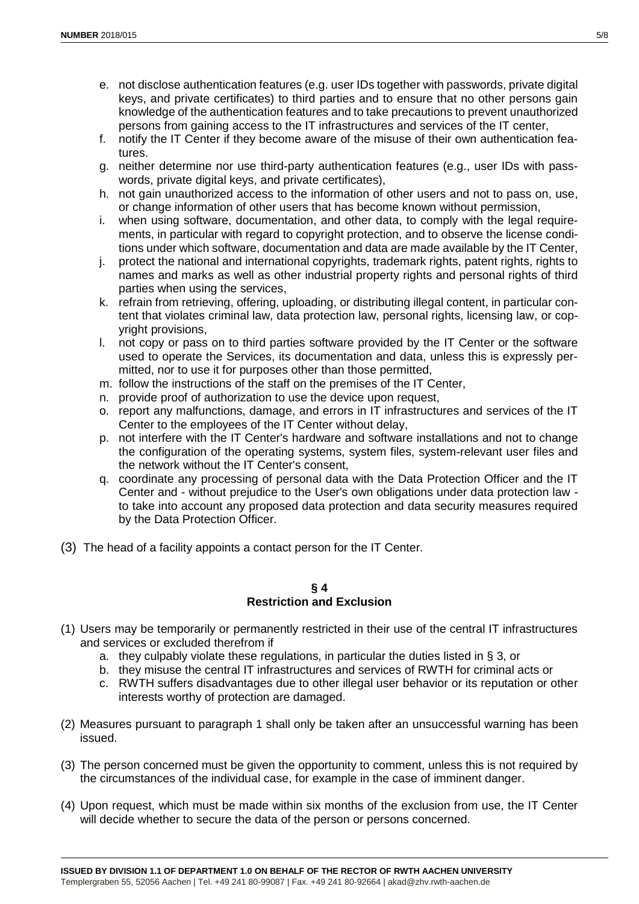e. not disclose authentication features (e.g. user IDs together with passwords, private digital keys, and private certificates) to third parties and to ensure that no other persons gain knowledge of the authentication features and to take precautions to prevent unauthorized persons from gaining access to the IT infrastructures and services of the IT center,
f. notify the IT Center if they become aware of the misuse of their own authentication features.
g. neither determine nor use third-party authentication features (e.g., user IDs with passwords, private digital keys, and private certificates),
h. not gain unauthorized access to the information of other users and not to pass on, use, or change information of other users that has become known without permission,
i. when using software, documentation, and other data, to comply with the legal requirements, in particular with regard to copyright protection, and to observe the license conditions under which software, documentation and data are made available by the IT Center,
j. protect the national and international copyrights, trademark rights, patent rights, rights to names and marks as well as other industrial property rights and personal rights of third parties when using the services,
k. refrain from retrieving, offering, uploading, or distributing illegal content, in particular content that violates criminal law, data protection law, personal rights, licensing law, or copyright provisions,
l. not copy or pass on to third parties software provided by the IT Center or the software used to operate the Services, its documentation and data, unless this is expressly permitted, nor to use it for purposes other than those permitted,
m. follow the instructions of the staff on the premises of the IT Center,
n. provide proof of authorization to use the device upon request,
o. report any malfunctions, damage, and errors in IT infrastructures and services of the IT Center to the employees of the IT Center without delay,
p. not interfere with the IT Center's hardware and software installations and not to change the configuration of the operating systems, system files, system-relevant user files and the network without the IT Center's consent,
q. coordinate any processing of personal data with the Data Protection Officer and the IT Center and - without prejudice to the User's own obligations under data protection law - to take into account any proposed data protection and data security measures required by the Data Protection Officer.

(3) The head of a facility appoints a contact person for the IT Center.

## § 4
## Restriction and Exclusion

(1) Users may be temporarily or permanently restricted in their use of the central IT infrastructures and services or excluded therefrom if
   a. they culpably violate these regulations, in particular the duties listed in § 3, or
   b. they misuse the central IT infrastructures and services of RWTH for criminal acts or
   c. RWTH suffers disadvantages due to other illegal user behavior or its reputation or other interests worthy of protection are damaged.

(2) Measures pursuant to paragraph 1 shall only be taken after an unsuccessful warning has been issued.

(3) The person concerned must be given the opportunity to comment, unless this is not required by the circumstances of the individual case, for example in the case of imminent danger.

(4) Upon request, which must be made within six months of the exclusion from use, the IT Center will decide whether to secure the data of the person or persons concerned.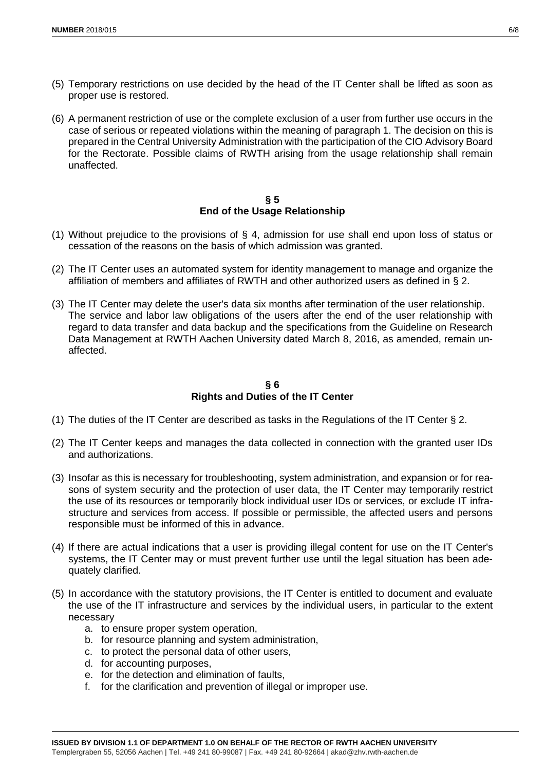(5) Temporary restrictions on use decided by the head of the IT Center shall be lifted as soon as proper use is restored.

(6) A permanent restriction of use or the complete exclusion of a user from further use occurs in the case of serious or repeated violations within the meaning of paragraph 1. The decision on this is prepared in the Central University Administration with the participation of the CIO Advisory Board for the Rectorate. Possible claims of RWTH arising from the usage relationship shall remain unaffected.

## § 5
## End of the Usage Relationship

(1) Without prejudice to the provisions of § 4, admission for use shall end upon loss of status or cessation of the reasons on the basis of which admission was granted.

(2) The IT Center uses an automated system for identity management to manage and organize the affiliation of members and affiliates of RWTH and other authorized users as defined in § 2.

(3) The IT Center may delete the user's data six months after termination of the user relationship. The service and labor law obligations of the users after the end of the user relationship with regard to data transfer and data backup and the specifications from the Guideline on Research Data Management at RWTH Aachen University dated March 8, 2016, as amended, remain unaffected.

## § 6
## Rights and Duties of the IT Center

(1) The duties of the IT Center are described as tasks in the Regulations of the IT Center § 2.

(2) The IT Center keeps and manages the data collected in connection with the granted user IDs and authorizations.

(3) Insofar as this is necessary for troubleshooting, system administration, and expansion or for reasons of system security and the protection of user data, the IT Center may temporarily restrict the use of its resources or temporarily block individual user IDs or services, or exclude IT infrastructure and services from access. If possible or permissible, the affected users and persons responsible must be informed of this in advance.

(4) If there are actual indications that a user is providing illegal content for use on the IT Center's systems, the IT Center may or must prevent further use until the legal situation has been adequately clarified.

(5) In accordance with the statutory provisions, the IT Center is entitled to document and evaluate the use of the IT infrastructure and services by the individual users, in particular to the extent necessary
   a. to ensure proper system operation,
   b. for resource planning and system administration,
   c. to protect the personal data of other users,
   d. for accounting purposes,
   e. for the detection and elimination of faults,
   f. for the clarification and prevention of illegal or improper use.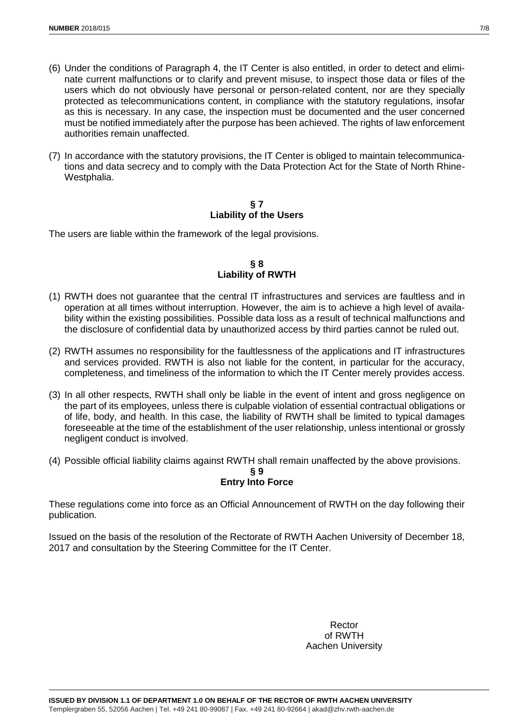(6) Under the conditions of Paragraph 4, the IT Center is also entitled, in order to detect and eliminate current malfunctions or to clarify and prevent misuse, to inspect those data or files of the users which do not obviously have personal or person-related content, nor are they specially protected as telecommunications content, in compliance with the statutory regulations, insofar as this is necessary. In any case, the inspection must be documented and the user concerned must be notified immediately after the purpose has been achieved. The rights of law enforcement authorities remain unaffected.

(7) In accordance with the statutory provisions, the IT Center is obliged to maintain telecommunications and data secrecy and to comply with the Data Protection Act for the State of North Rhine-Westphalia.

## § 7 Liability of the Users

The users are liable within the framework of the legal provisions.

## § 8 Liability of RWTH

(1) RWTH does not guarantee that the central IT infrastructures and services are faultless and in operation at all times without interruption. However, the aim is to achieve a high level of availability within the existing possibilities. Possible data loss as a result of technical malfunctions and the disclosure of confidential data by unauthorized access by third parties cannot be ruled out.

(2) RWTH assumes no responsibility for the faultlessness of the applications and IT infrastructures and services provided. RWTH is also not liable for the content, in particular for the accuracy, completeness, and timeliness of the information to which the IT Center merely provides access.

(3) In all other respects, RWTH shall only be liable in the event of intent and gross negligence on the part of its employees, unless there is culpable violation of essential contractual obligations or of life, body, and health. In this case, the liability of RWTH shall be limited to typical damages foreseeable at the time of the establishment of the user relationship, unless intentional or grossly negligent conduct is involved.

(4) Possible official liability claims against RWTH shall remain unaffected by the above provisions.

## § 9 Entry Into Force

These regulations come into force as an Official Announcement of RWTH on the day following their publication.

Issued on the basis of the resolution of the Rectorate of RWTH Aachen University of December 18, 2017 and consultation by the Steering Committee for the IT Center.

Rector
of RWTH
Aachen University

**ISSUED BY DIVISION 1.1 OF DEPARTMENT 1.0 ON BEHALF OF THE RECTOR OF RWTH AACHEN UNIVERSITY**
Templergraben 55, 52056 Aachen | Tel. +49 241 80-99087 | Fax. +49 241 80-92664 | akad@zhv.rwth-aachen.de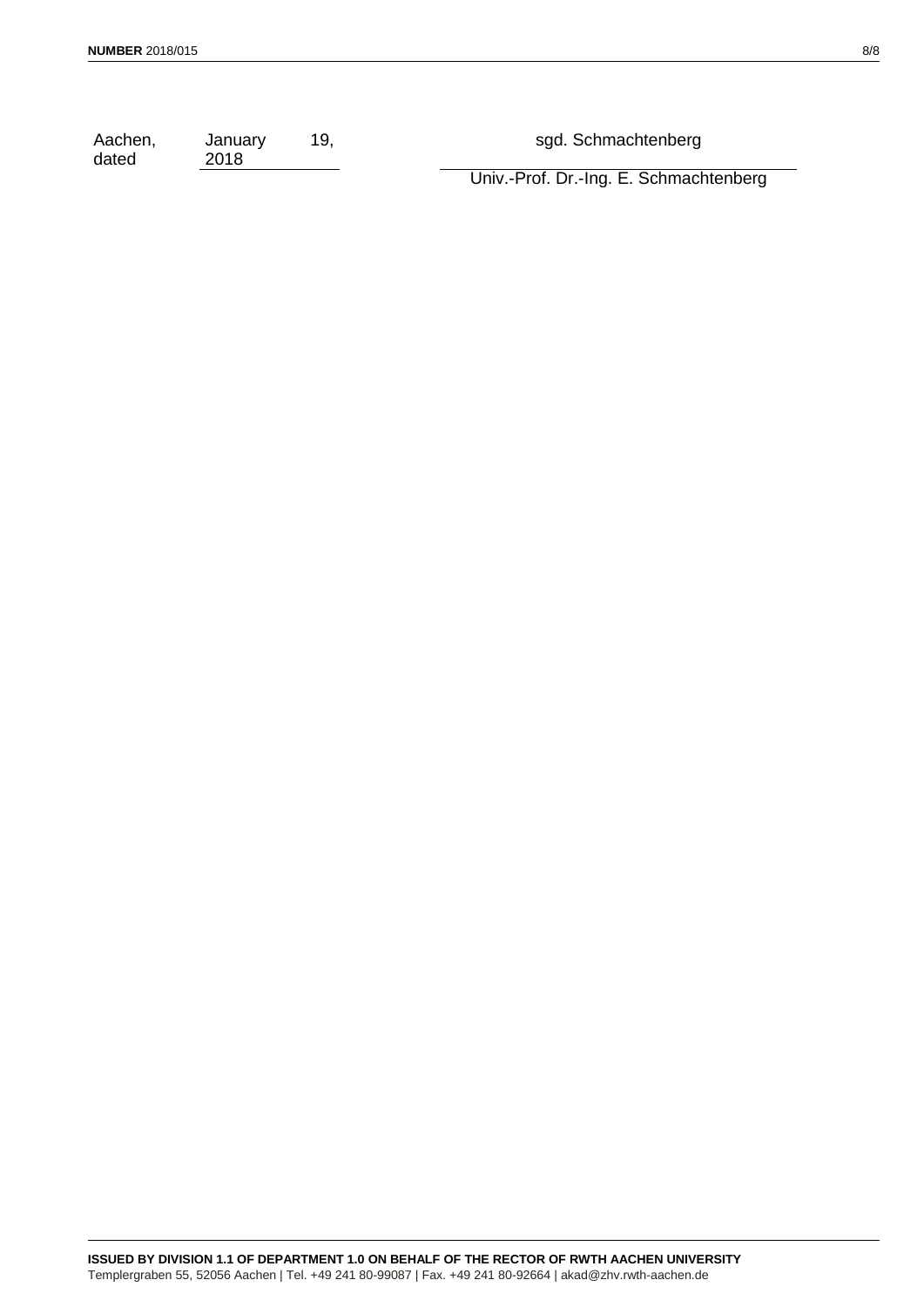Aachen, dated January 19, 2018

sgd. Schmachtenberg

Univ.-Prof. Dr.-Ing. E. Schmachtenberg

**ISSUED BY DIVISION 1.1 OF DEPARTMENT 1.0 ON BEHALF OF THE RECTOR OF RWTH AACHEN UNIVERSITY**
Templergraben 55, 52056 Aachen | Tel. +49 241 80-99087 | Fax. +49 241 80-92664 | akad@zhv.rwth-aachen.de